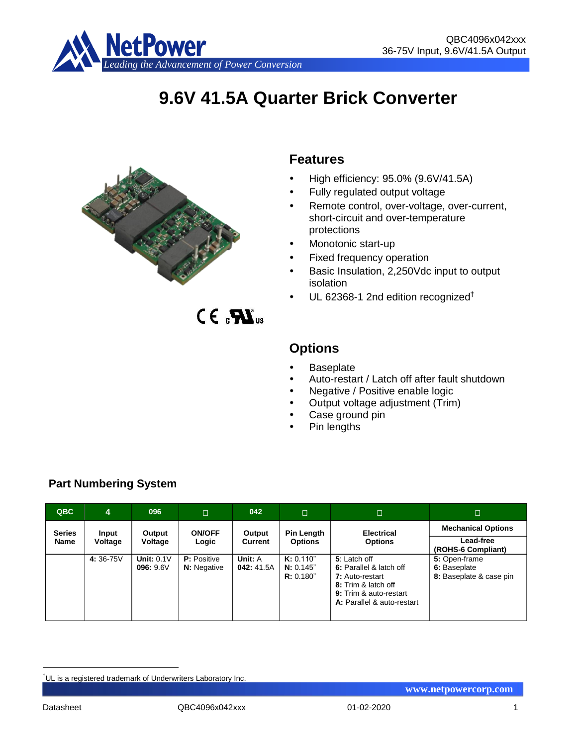# 9.6V 41.5A Quarter Brick Converter

## Features

- High efficiency: 95.0% (9.6V/41.5A)
- Fully regulated output voltage
- Remote control, over-voltage, over-current, short-circuit and over-temperature protections
- Monotonic start-up
- Fixed frequency operation
- Basic Insulation, 2,250Vdc input to output isolation
- UL 62368-1 2nd edition recognized†

## Options

- Baseplate
- Auto-restart / Latch off after fault shutdown
- Negative / Positive enable logic
- Output voltage adjustment (Trim)
- Case ground pin
- Pin lengths

## Part Numbering System

| QBC | 4 | 096 | □ | 042 | □ | □ | □ |
|---|---|---|---|---|---|---|---|
| **Series Name** | **Input Voltage** | **Output Voltage** | **ON/OFF Logic** | **Output Current** | **Pin Length Options** | **Electrical Options** | **Mechanical Options** / **Lead-free (ROHS-6 Compliant)** |
| | **4:** 36-75V | **Unit:** 0.1V<br>**096:** 9.6V | **P:** Positive<br>**N:** Negative | **Unit:** A<br>**042:** 41.5A | **K:** 0.110"<br>**N:** 0.145"<br>**R:** 0.180" | **5**: Latch off<br>**6:** Parallel & latch off<br>**7:** Auto-restart<br>**8:** Trim & latch off<br>**9:** Trim & auto-restart<br>**A:** Parallel & auto-restart | **5:** Open-frame<br>**6:** Baseplate<br>**8:** Baseplate & case pin |

†UL is a registered trademark of Underwriters Laboratory Inc.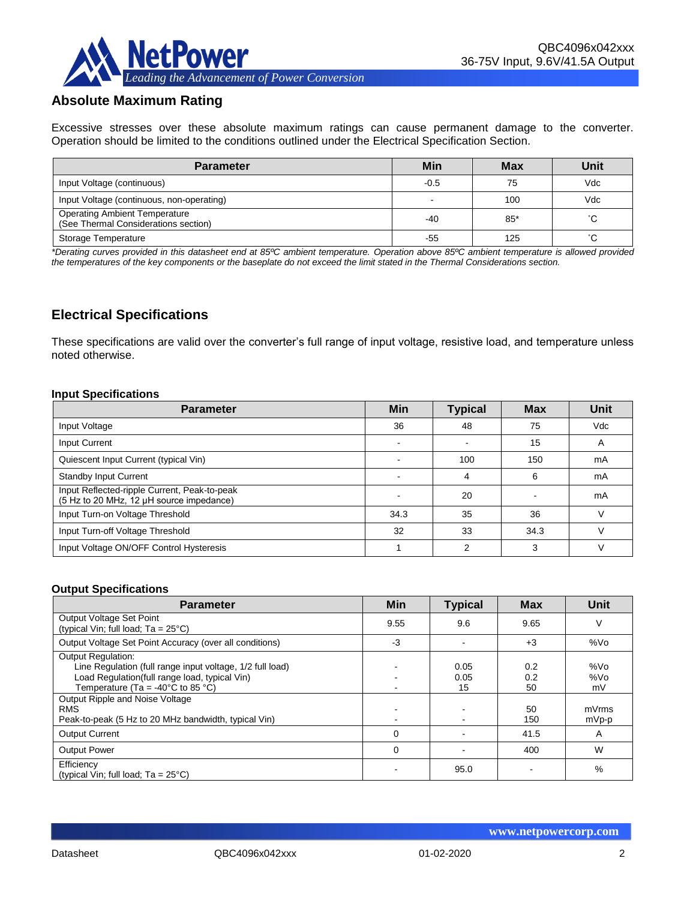## Absolute Maximum Rating

Excessive stresses over these absolute maximum ratings can cause permanent damage to the converter. Operation should be limited to the conditions outlined under the Electrical Specification Section.

| Parameter | Min | Max | Unit |
|---|---|---|---|
| Input Voltage (continuous) | -0.5 | 75 | Vdc |
| Input Voltage (continuous, non-operating) | - | 100 | Vdc |
| Operating Ambient Temperature (See Thermal Considerations section) | -40 | 85* | ˚C |
| Storage Temperature | -55 | 125 | ˚C |

*\*Derating curves provided in this datasheet end at 85ºC ambient temperature. Operation above 85ºC ambient temperature is allowed provided the temperatures of the key components or the baseplate do not exceed the limit stated in the Thermal Considerations section.*

## Electrical Specifications

These specifications are valid over the converter's full range of input voltage, resistive load, and temperature unless noted otherwise.

### Input Specifications

| Parameter | Min | Typical | Max | Unit |
|---|---|---|---|---|
| Input Voltage | 36 | 48 | 75 | Vdc |
| Input Current | - | - | 15 | A |
| Quiescent Input Current (typical Vin) | - | 100 | 150 | mA |
| Standby Input Current | - | 4 | 6 | mA |
| Input Reflected-ripple Current, Peak-to-peak (5 Hz to 20 MHz, 12 μH source impedance) | - | 20 | - | mA |
| Input Turn-on Voltage Threshold | 34.3 | 35 | 36 | V |
| Input Turn-off Voltage Threshold | 32 | 33 | 34.3 | V |
| Input Voltage ON/OFF Control Hysteresis | 1 | 2 | 3 | V |

### Output Specifications

| Parameter | Min | Typical | Max | Unit |
|---|---|---|---|---|
| Output Voltage Set Point (typical Vin; full load; Ta = 25°C) | 9.55 | 9.6 | 9.65 | V |
| Output Voltage Set Point Accuracy (over all conditions) | -3 | - | +3 | %Vo |
| Output Regulation:<br>Line Regulation (full range input voltage, 1/2 full load)<br>Load Regulation(full range load, typical Vin)<br>Temperature (Ta = -40°C to 85 °C) | <br>-<br>-<br>- | <br>0.05<br>0.05<br>15 | <br>0.2<br>0.2<br>50 | <br>%Vo<br>%Vo<br>mV |
| Output Ripple and Noise Voltage<br>RMS<br>Peak-to-peak (5 Hz to 20 MHz bandwidth, typical Vin) | <br>-<br>- | <br>-<br>- | <br>50<br>150 | <br>mVrms<br>mVp-p |
| Output Current | 0 | - | 41.5 | A |
| Output Power | 0 | - | 400 | W |
| Efficiency (typical Vin; full load; Ta = 25°C) | - | 95.0 | - | % |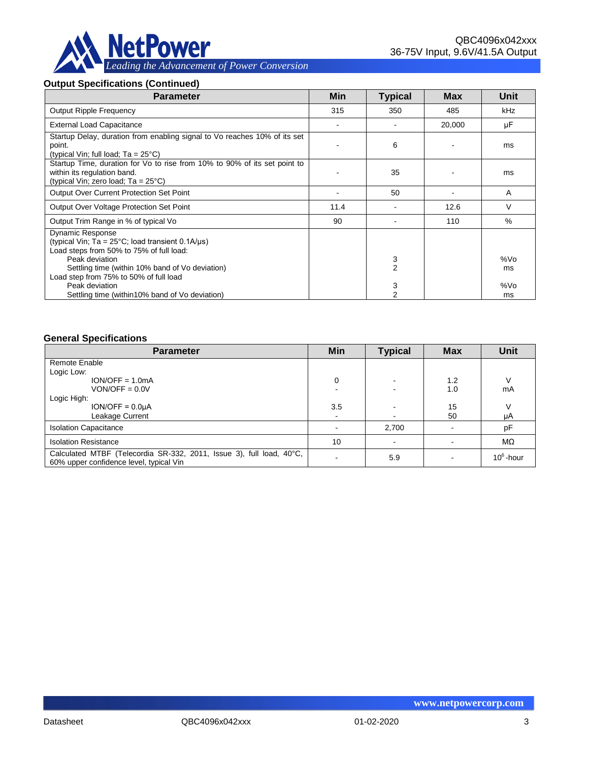### Output Specifications (Continued)

| Parameter | Min | Typical | Max | Unit |
|---|---|---|---|---|
| Output Ripple Frequency | 315 | 350 | 485 | kHz |
| External Load Capacitance | - | - | 20,000 | µF |
| Startup Delay, duration from enabling signal to Vo reaches 10% of its set point.<br>(typical Vin; full load; Ta = 25°C) | - | 6 | - | ms |
| Startup Time, duration for Vo to rise from 10% to 90% of its set point to within its regulation band.<br>(typical Vin; zero load; Ta = 25°C) | - | 35 | - | ms |
| Output Over Current Protection Set Point | - | 50 | - | A |
| Output Over Voltage Protection Set Point | 11.4 | - | 12.6 | V |
| Output Trim Range in % of typical Vo | 90 | - | 110 | % |
| Dynamic Response<br>(typical Vin; Ta = 25°C; load transient 0.1A/µs)<br>Load steps from 50% to 75% of full load:<br>Peak deviation<br>Settling time (within 10% band of Vo deviation)<br>Load step from 75% to 50% of full load<br>Peak deviation<br>Settling time (within10% band of Vo deviation) | | <br><br><br>3<br>2<br><br>3<br>2 | | <br><br><br>%Vo<br>ms<br><br>%Vo<br>ms |

### General Specifications

| Parameter | Min | Typical | Max | Unit |
|---|---|---|---|---|
| Remote Enable<br>Logic Low:<br>ION/OFF = 1.0mA<br>VON/OFF = 0.0V<br>Logic High:<br>ION/OFF = 0.0µA<br>Leakage Current | <br><br>0<br>-<br><br>3.5<br>- | <br><br>-<br>-<br><br>-<br>- | <br><br>1.2<br>1.0<br><br>15<br>50 | <br><br>V<br>mA<br><br>V<br>µA |
| Isolation Capacitance | - | 2,700 | - | pF |
| Isolation Resistance | 10 | - | - | MΩ |
| Calculated MTBF (Telecordia SR-332, 2011, Issue 3), full load, 40°C, 60% upper confidence level, typical Vin | - | 5.9 | - | $10^6$-hour |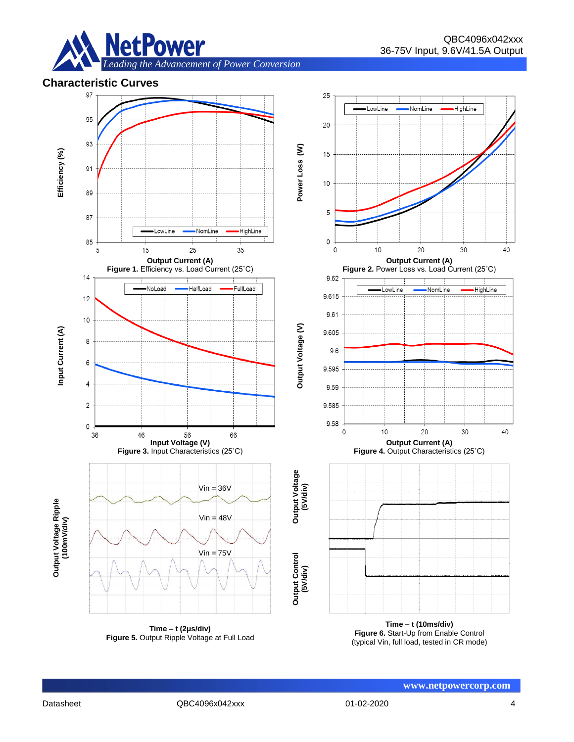## Characteristic Curves

**Figure 1.** Efficiency vs. Load Current (25˚C)

**Figure 2.** Power Loss vs. Load Current (25˚C)

**Figure 3.** Input Characteristics (25˚C)

**Figure 4.** Output Characteristics (25˚C)

**Figure 5.** Output Ripple Voltage at Full Load

**Figure 6.** Start-Up from Enable Control
(typical Vin, full load, tested in CR mode)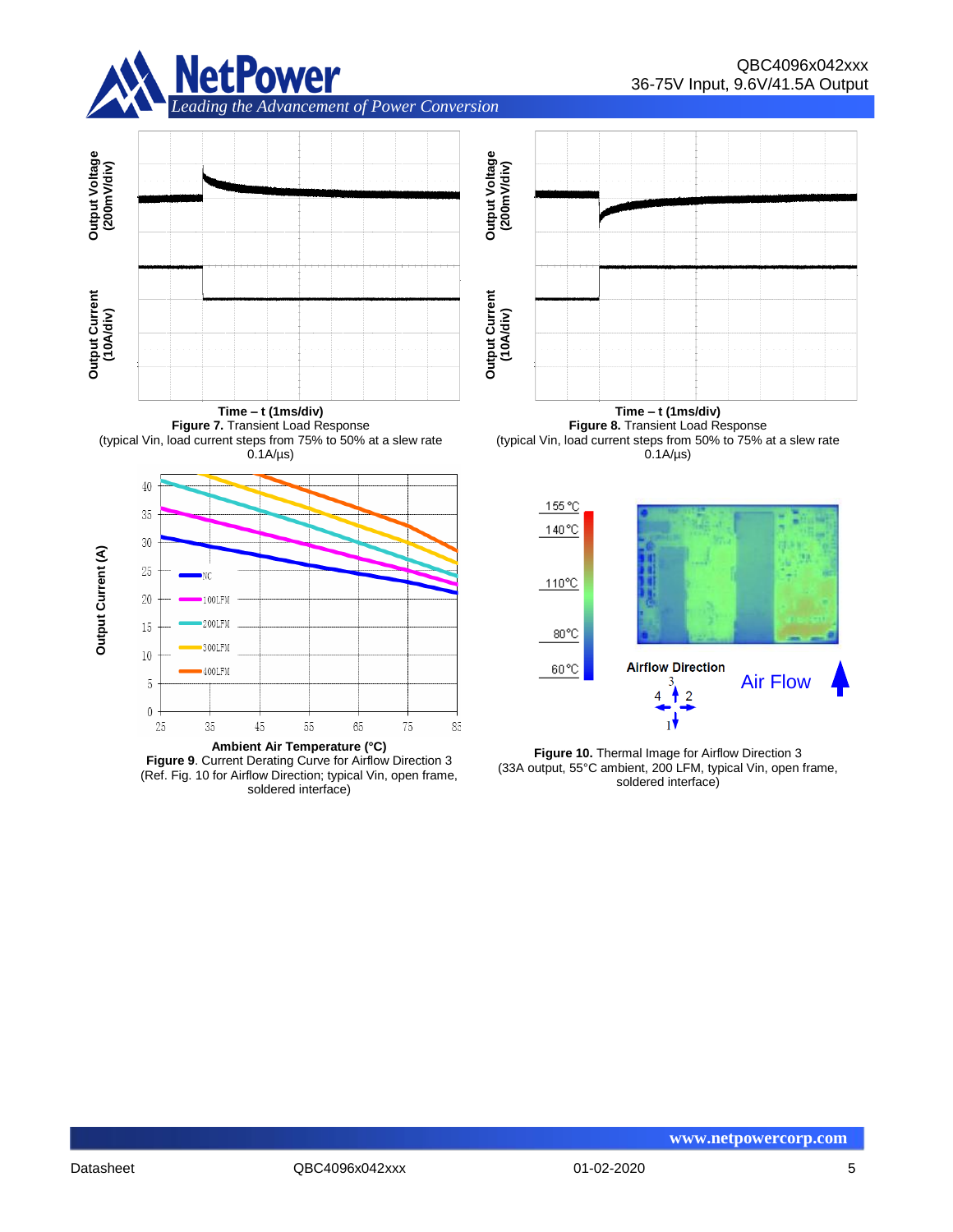Time – t (1ms/div)

**Figure 7.** Transient Load Response (typical Vin, load current steps from 75% to 50% at a slew rate 0.1A/µs)

Time – t (1ms/div)

**Figure 8.** Transient Load Response (typical Vin, load current steps from 50% to 75% at a slew rate 0.1A/µs)

Ambient Air Temperature (°C)

**Figure 9**. Current Derating Curve for Airflow Direction 3 (Ref. Fig. 10 for Airflow Direction; typical Vin, open frame, soldered interface)

**Figure 10.** Thermal Image for Airflow Direction 3 (33A output, 55°C ambient, 200 LFM, typical Vin, open frame, soldered interface)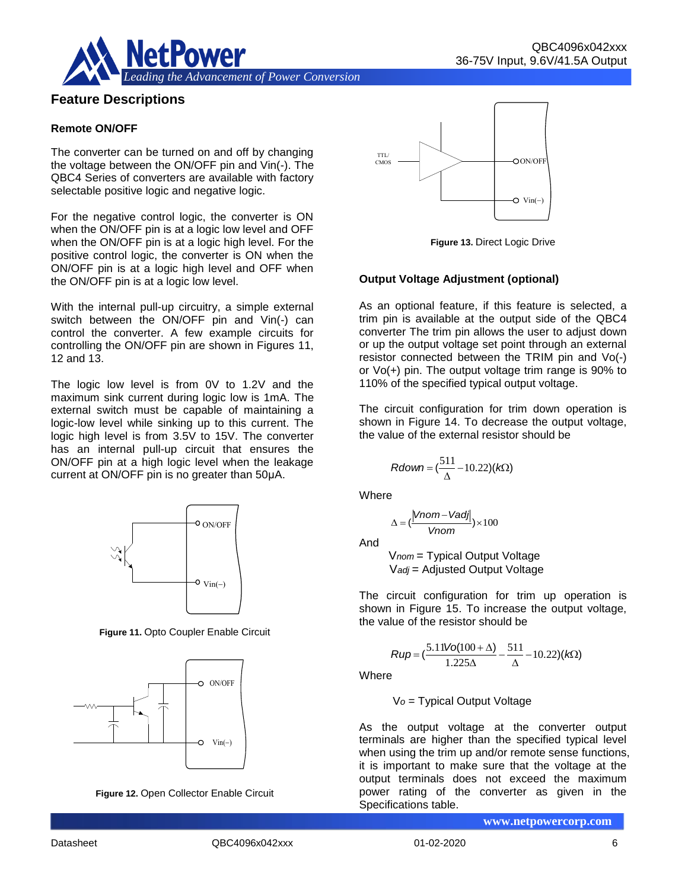## Feature Descriptions

### Remote ON/OFF

The converter can be turned on and off by changing the voltage between the ON/OFF pin and Vin(-). The QBC4 Series of converters are available with factory selectable positive logic and negative logic.

For the negative control logic, the converter is ON when the ON/OFF pin is at a logic low level and OFF when the ON/OFF pin is at a logic high level. For the positive control logic, the converter is ON when the ON/OFF pin is at a logic high level and OFF when the ON/OFF pin is at a logic low level.

With the internal pull-up circuitry, a simple external switch between the ON/OFF pin and Vin(-) can control the converter. A few example circuits for controlling the ON/OFF pin are shown in Figures 11, 12 and 13.

The logic low level is from 0V to 1.2V and the maximum sink current during logic low is 1mA. The external switch must be capable of maintaining a logic-low level while sinking up to this current. The logic high level is from 3.5V to 15V. The converter has an internal pull-up circuit that ensures the ON/OFF pin at a high logic level when the leakage current at ON/OFF pin is no greater than 50μA.

**Figure 11.** Opto Coupler Enable Circuit

**Figure 12.** Open Collector Enable Circuit

**Figure 13.** Direct Logic Drive

### Output Voltage Adjustment (optional)

As an optional feature, if this feature is selected, a trim pin is available at the output side of the QBC4 converter The trim pin allows the user to adjust down or up the output voltage set point through an external resistor connected between the TRIM pin and Vo(-) or Vo(+) pin. The output voltage trim range is 90% to 110% of the specified typical output voltage.

The circuit configuration for trim down operation is shown in Figure 14. To decrease the output voltage, the value of the external resistor should be

$$Rdown = \left(\frac{511}{\Delta} - 10.22\right)(k\Omega)$$

Where

$$\Delta = \left(\frac{|Vnom - Vadj|}{Vnom}\right) \times 100$$

And

$V_{nom}$ = Typical Output Voltage
$V_{adj}$ = Adjusted Output Voltage

The circuit configuration for trim up operation is shown in Figure 15. To increase the output voltage, the value of the resistor should be

$$Rup = \left(\frac{5.11Vo(100+\Delta)}{1.225\Delta} - \frac{511}{\Delta} - 10.22\right)(k\Omega)$$

Where

$V_o$ = Typical Output Voltage

As the output voltage at the converter output terminals are higher than the specified typical level when using the trim up and/or remote sense functions, it is important to make sure that the voltage at the output terminals does not exceed the maximum power rating of the converter as given in the Specifications table.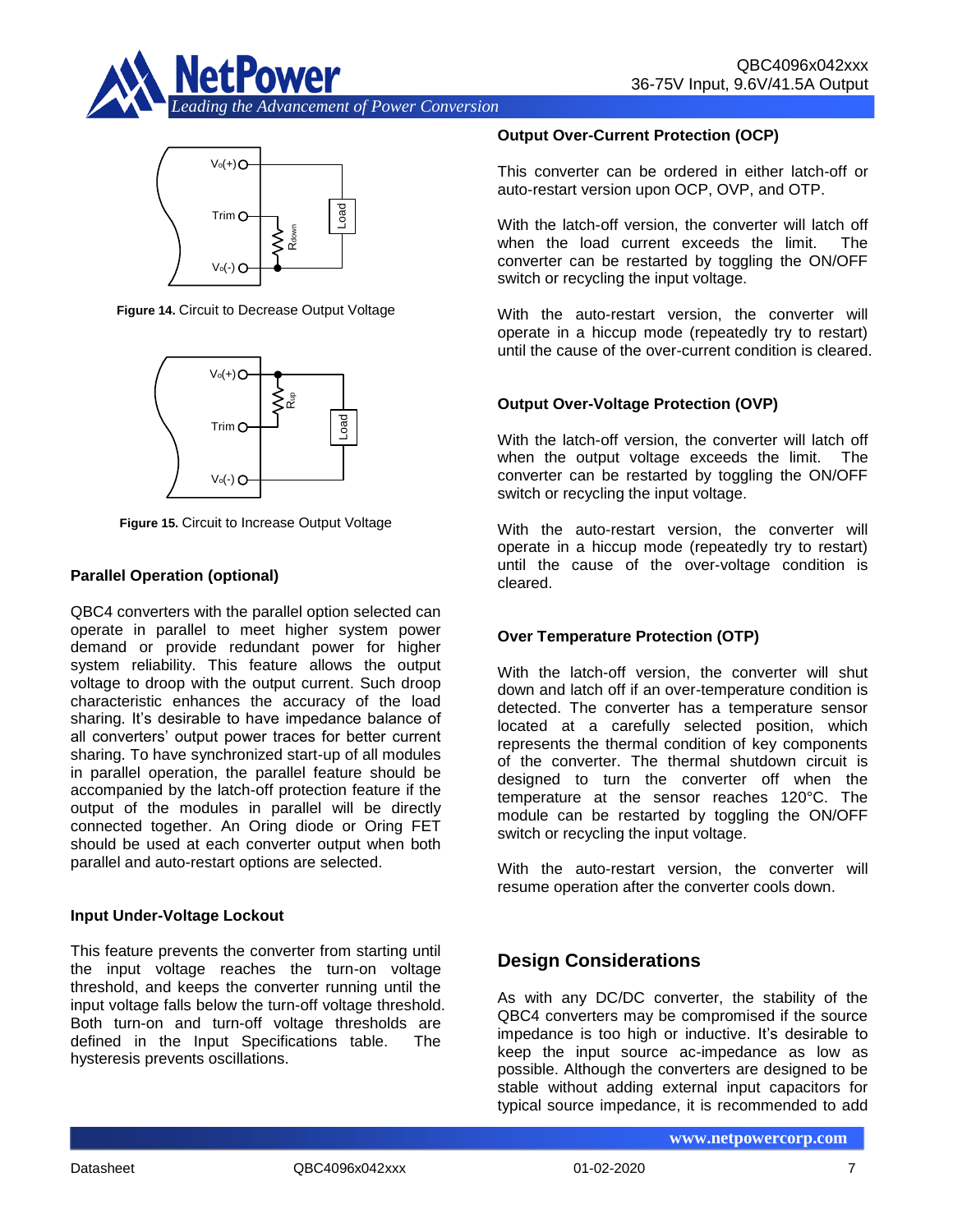Figure 14. Circuit to Decrease Output Voltage

Figure 15. Circuit to Increase Output Voltage

### Parallel Operation (optional)

QBC4 converters with the parallel option selected can operate in parallel to meet higher system power demand or provide redundant power for higher system reliability. This feature allows the output voltage to droop with the output current. Such droop characteristic enhances the accuracy of the load sharing. It's desirable to have impedance balance of all converters' output power traces for better current sharing. To have synchronized start-up of all modules in parallel operation, the parallel feature should be accompanied by the latch-off protection feature if the output of the modules in parallel will be directly connected together. An Oring diode or Oring FET should be used at each converter output when both parallel and auto-restart options are selected.

### Input Under-Voltage Lockout

This feature prevents the converter from starting until the input voltage reaches the turn-on voltage threshold, and keeps the converter running until the input voltage falls below the turn-off voltage threshold. Both turn-on and turn-off voltage thresholds are defined in the Input Specifications table. The hysteresis prevents oscillations.

### Output Over-Current Protection (OCP)

This converter can be ordered in either latch-off or auto-restart version upon OCP, OVP, and OTP.

With the latch-off version, the converter will latch off when the load current exceeds the limit. The converter can be restarted by toggling the ON/OFF switch or recycling the input voltage.

With the auto-restart version, the converter will operate in a hiccup mode (repeatedly try to restart) until the cause of the over-current condition is cleared.

### Output Over-Voltage Protection (OVP)

With the latch-off version, the converter will latch off when the output voltage exceeds the limit. The converter can be restarted by toggling the ON/OFF switch or recycling the input voltage.

With the auto-restart version, the converter will operate in a hiccup mode (repeatedly try to restart) until the cause of the over-voltage condition is cleared.

### Over Temperature Protection (OTP)

With the latch-off version, the converter will shut down and latch off if an over-temperature condition is detected. The converter has a temperature sensor located at a carefully selected position, which represents the thermal condition of key components of the converter. The thermal shutdown circuit is designed to turn the converter off when the temperature at the sensor reaches 120°C. The module can be restarted by toggling the ON/OFF switch or recycling the input voltage.

With the auto-restart version, the converter will resume operation after the converter cools down.

## Design Considerations

As with any DC/DC converter, the stability of the QBC4 converters may be compromised if the source impedance is too high or inductive. It's desirable to keep the input source ac-impedance as low as possible. Although the converters are designed to be stable without adding external input capacitors for typical source impedance, it is recommended to add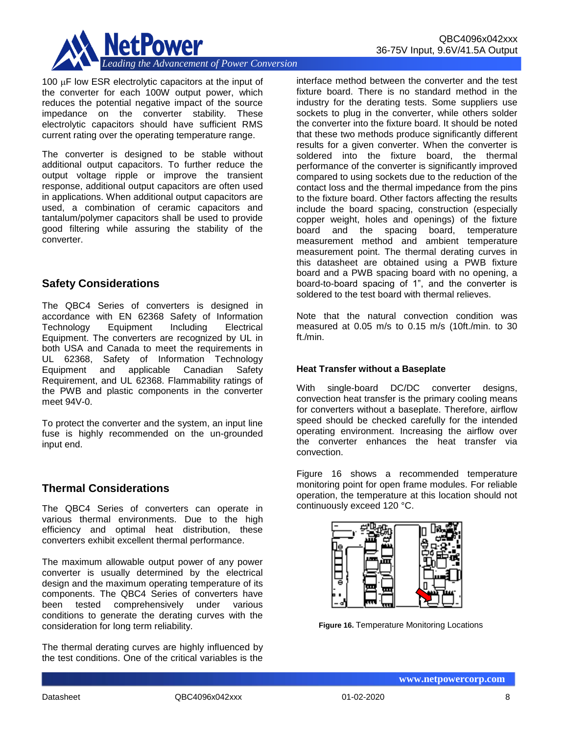100 μF low ESR electrolytic capacitors at the input of the converter for each 100W output power, which reduces the potential negative impact of the source impedance on the converter stability. These electrolytic capacitors should have sufficient RMS current rating over the operating temperature range.

The converter is designed to be stable without additional output capacitors. To further reduce the output voltage ripple or improve the transient response, additional output capacitors are often used in applications. When additional output capacitors are used, a combination of ceramic capacitors and tantalum/polymer capacitors shall be used to provide good filtering while assuring the stability of the converter.

## Safety Considerations

The QBC4 Series of converters is designed in accordance with EN 62368 Safety of Information Technology Equipment Including Electrical Equipment. The converters are recognized by UL in both USA and Canada to meet the requirements in UL 62368, Safety of Information Technology Equipment and applicable Canadian Safety Requirement, and UL 62368. Flammability ratings of the PWB and plastic components in the converter meet 94V-0.

To protect the converter and the system, an input line fuse is highly recommended on the un-grounded input end.

## Thermal Considerations

The QBC4 Series of converters can operate in various thermal environments. Due to the high efficiency and optimal heat distribution, these converters exhibit excellent thermal performance.

The maximum allowable output power of any power converter is usually determined by the electrical design and the maximum operating temperature of its components. The QBC4 Series of converters have been tested comprehensively under various conditions to generate the derating curves with the consideration for long term reliability.

The thermal derating curves are highly influenced by the test conditions. One of the critical variables is the interface method between the converter and the test fixture board. There is no standard method in the industry for the derating tests. Some suppliers use sockets to plug in the converter, while others solder the converter into the fixture board. It should be noted that these two methods produce significantly different results for a given converter. When the converter is soldered into the fixture board, the thermal performance of the converter is significantly improved compared to using sockets due to the reduction of the contact loss and the thermal impedance from the pins to the fixture board. Other factors affecting the results include the board spacing, construction (especially copper weight, holes and openings) of the fixture board and the spacing board, temperature measurement method and ambient temperature measurement point. The thermal derating curves in this datasheet are obtained using a PWB fixture board and a PWB spacing board with no opening, a board-to-board spacing of 1", and the converter is soldered to the test board with thermal relieves.

Note that the natural convection condition was measured at 0.05 m/s to 0.15 m/s (10ft./min. to 30 ft./min.

### Heat Transfer without a Baseplate

With single-board DC/DC converter designs, convection heat transfer is the primary cooling means for converters without a baseplate. Therefore, airflow speed should be checked carefully for the intended operating environment. Increasing the airflow over the converter enhances the heat transfer via convection.

Figure 16 shows a recommended temperature monitoring point for open frame modules. For reliable operation, the temperature at this location should not continuously exceed 120 °C.

**Figure 16.** Temperature Monitoring Locations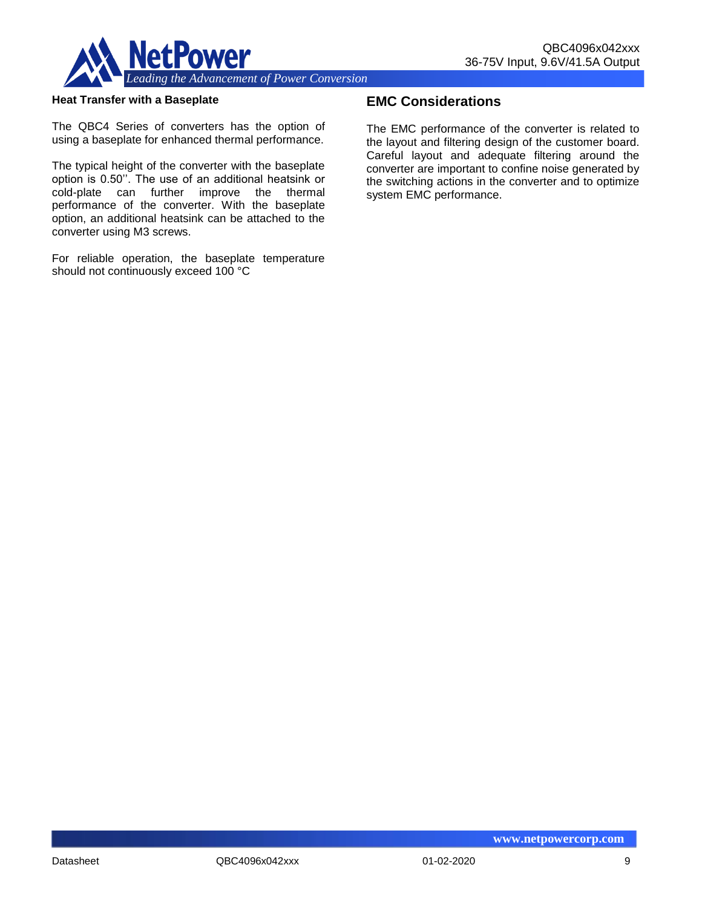**Heat Transfer with a Baseplate**

The QBC4 Series of converters has the option of using a baseplate for enhanced thermal performance.

The typical height of the converter with the baseplate option is 0.50''. The use of an additional heatsink or cold-plate can further improve the thermal performance of the converter. With the baseplate option, an additional heatsink can be attached to the converter using M3 screws.

For reliable operation, the baseplate temperature should not continuously exceed 100 °C

## EMC Considerations

The EMC performance of the converter is related to the layout and filtering design of the customer board. Careful layout and adequate filtering around the converter are important to confine noise generated by the switching actions in the converter and to optimize system EMC performance.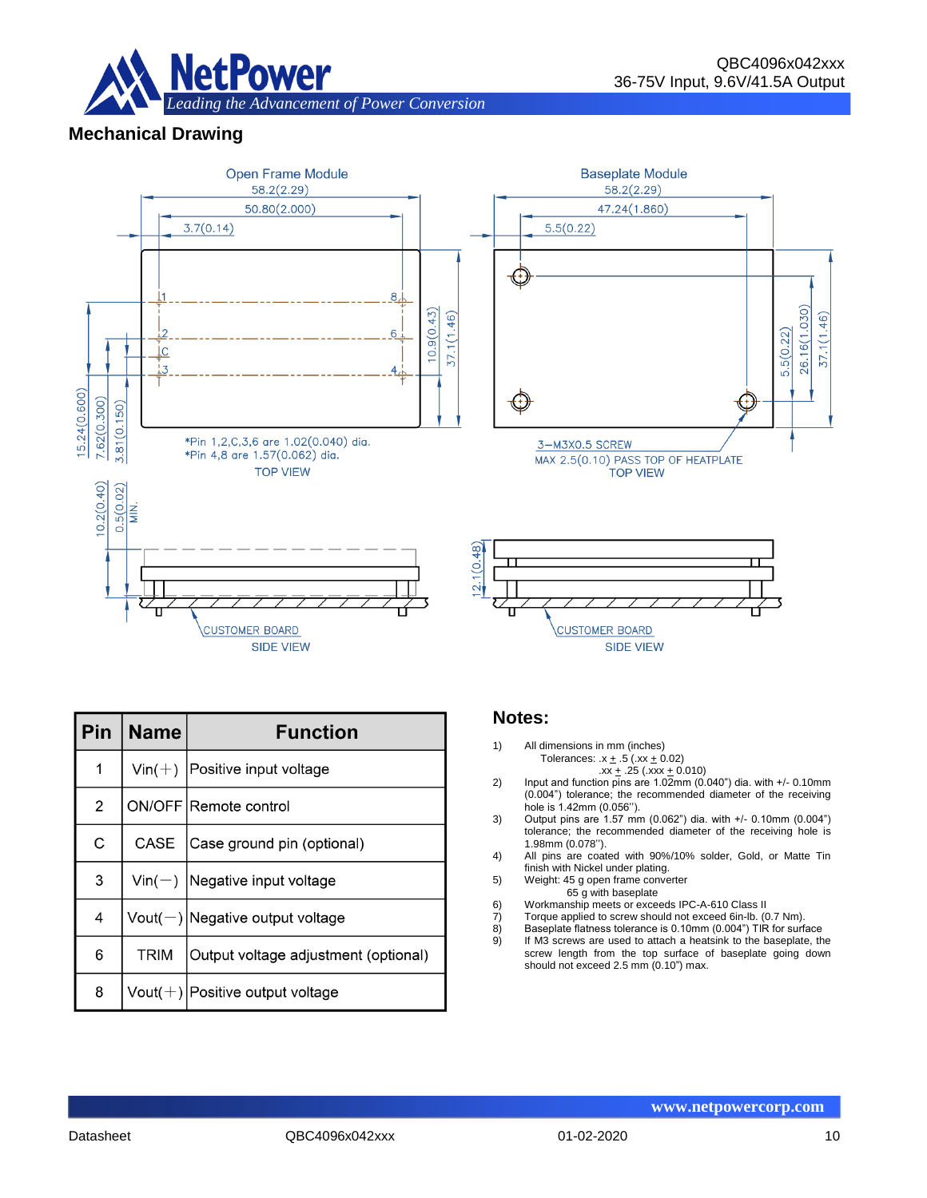## Mechanical Drawing

Open Frame Module

58.2(2.29)

50.80(2.000)

3.7(0.14)

10.9(0.43)

37.1(1.46)

15.24(0.600)

7.62(0.300)

3.81(0.150)

*Pin 1,2,C,3,6 are 1.02(0.040) dia.
*Pin 4,8 are 1.57(0.062) dia.

TOP VIEW

10.2(0.40)

0.5(0.02) MIN.

CUSTOMER BOARD

SIDE VIEW

Baseplate Module

58.2(2.29)

47.24(1.860)

5.5(0.22)

5.5(0.22)

26.16(1.030)

37.1(1.46)

3–M3X0.5 SCREW
MAX 2.5(0.10) PASS TOP OF HEATPLATE

TOP VIEW

12.1(0.48)

CUSTOMER BOARD

SIDE VIEW

| Pin | Name | Function |
|---|---|---|
| 1 | Vin(+) | Positive input voltage |
| 2 | ON/OFF | Remote control |
| C | CASE | Case ground pin (optional) |
| 3 | Vin(−) | Negative input voltage |
| 4 | Vout(−) | Negative output voltage |
| 6 | TRIM | Output voltage adjustment (optional) |
| 8 | Vout(+) | Positive output voltage |

## Notes:

1) All dimensions in mm (inches)
   Tolerances: .x ± .5 (.xx ± 0.02)
   .xx ± .25 (.xxx ± 0.010)
2) Input and function pins are 1.02mm (0.040") dia. with +/- 0.10mm (0.004") tolerance; the recommended diameter of the receiving hole is 1.42mm (0.056'').
3) Output pins are 1.57 mm (0.062") dia. with +/- 0.10mm (0.004") tolerance; the recommended diameter of the receiving hole is 1.98mm (0.078'').
4) All pins are coated with 90%/10% solder, Gold, or Matte Tin finish with Nickel under plating.
5) Weight: 45 g open frame converter
   65 g with baseplate
6) Workmanship meets or exceeds IPC-A-610 Class II
7) Torque applied to screw should not exceed 6in-lb. (0.7 Nm).
8) Baseplate flatness tolerance is 0.10mm (0.004") TIR for surface
9) If M3 screws are used to attach a heatsink to the baseplate, the screw length from the top surface of baseplate going down should not exceed 2.5 mm (0.10") max.